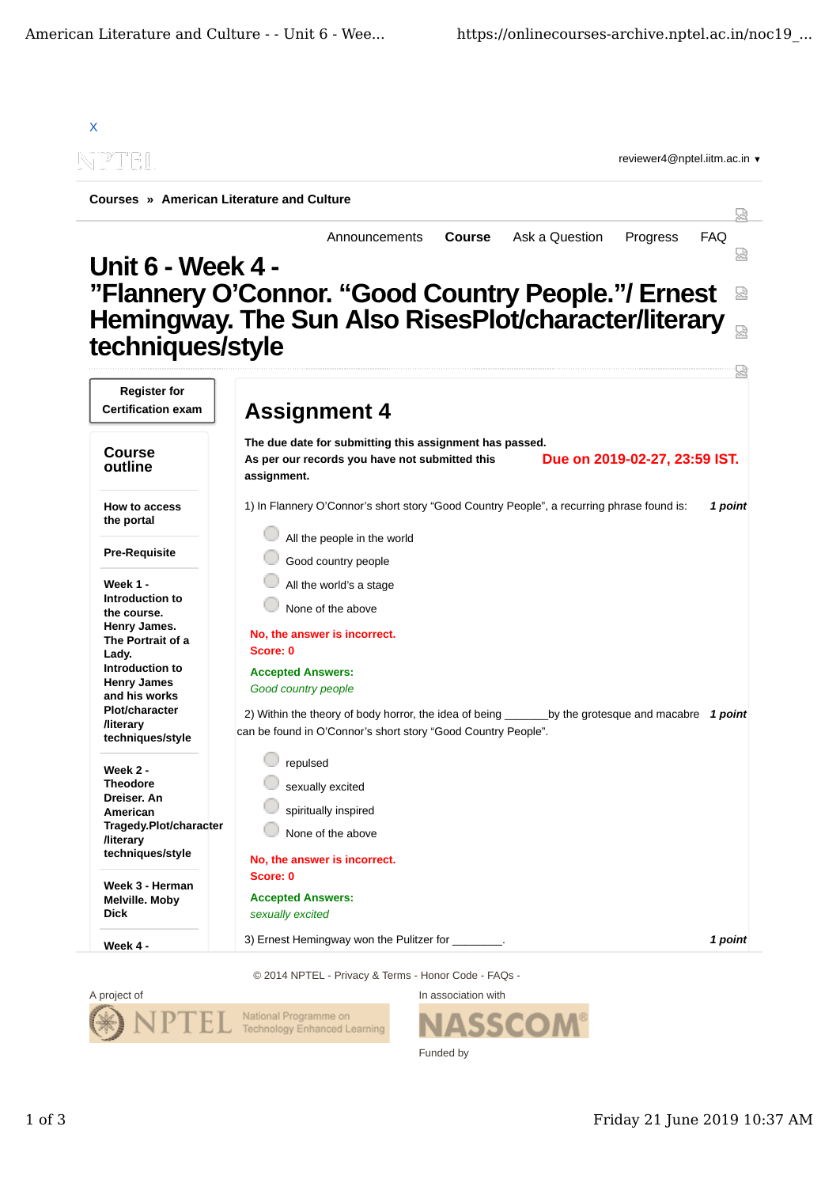X

reviewer4@nptel.iitm.ac.in ▾

**Courses** » **American Literature and Culture**

Announcements | **Course** | Ask a Question | Progress | FAQ

# Unit 6 - Week 4 - ”Flannery O’Connor. “Good Country People.”/ Ernest Hemingway. The Sun Also RisesPlot/character/literary techniques/style

**Register for Certification exam**

## Course outline

**How to access the portal**

**Pre-Requisite**

**Week 1 - Introduction to the course. Henry James. The Portrait of a Lady. Introduction to Henry James and his works Plot/character /literary techniques/style**

**Week 2 - Theodore Dreiser. An American Tragedy.Plot/character /literary techniques/style**

**Week 3 - Herman Melville. Moby Dick**

**Week 4 -**

## Assignment 4

**The due date for submitting this assignment has passed.**
**As per our records you have not submitted this assignment.**

**Due on 2019-02-27, 23:59 IST.**

1) In Flannery O’Connor’s short story “Good Country People”, a recurring phrase found is: ***1 point***

- All the people in the world
- Good country people
- All the world’s a stage
- None of the above

**No, the answer is incorrect.**
**Score: 0**

**Accepted Answers:**
*Good country people*

2) Within the theory of body horror, the idea of being _______by the grotesque and macabre can be found in O’Connor’s short story “Good Country People”. ***1 point***

- repulsed
- sexually excited
- spiritually inspired
- None of the above

**No, the answer is incorrect.**
**Score: 0**

**Accepted Answers:**
*sexually excited*

3) Ernest Hemingway won the Pulitzer for ________. ***1 point***

© 2014 NPTEL - Privacy & Terms - Honor Code - FAQs -

A project of

In association with

Funded by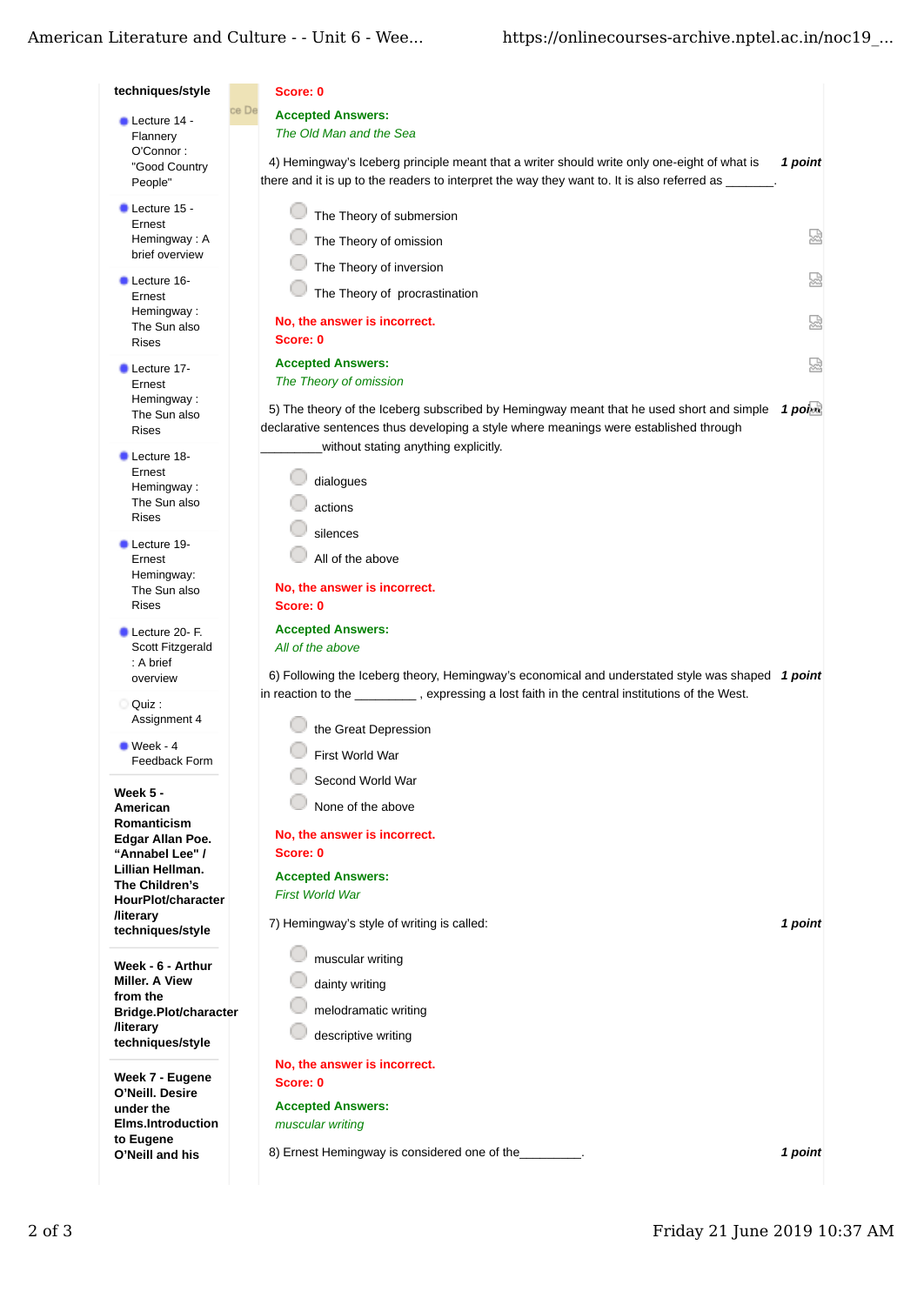techniques/style

- Lecture 14 - Flannery O'Connor : "Good Country People"
- Lecture 15 - Ernest Hemingway : A brief overview
- Lecture 16- Ernest Hemingway : The Sun also Rises
- Lecture 17- Ernest Hemingway : The Sun also Rises
- Lecture 18- Ernest Hemingway : The Sun also Rises
- Lecture 19- Ernest Hemingway: The Sun also Rises
- Lecture 20- F. Scott Fitzgerald : A brief overview
- Quiz : Assignment 4
- Week - 4 Feedback Form

**Week 5 - American Romanticism Edgar Allan Poe. "Annabel Lee" / Lillian Hellman. The Children's HourPlot/character /literary techniques/style**

**Week - 6 - Arthur Miller. A View from the Bridge.Plot/character /literary techniques/style**

**Week 7 - Eugene O'Neill. Desire under the Elms.Introduction to Eugene O'Neill and his**

**Score: 0**

**Accepted Answers:**
*The Old Man and the Sea*

4) Hemingway's Iceberg principle meant that a writer should write only one-eight of what is there and it is up to the readers to interpret the way they want to. It is also referred as _______. **1 point**

- The Theory of submersion
- The Theory of omission
- The Theory of inversion
- The Theory of procrastination

**No, the answer is incorrect.**
**Score: 0**

**Accepted Answers:**
*The Theory of omission*

5) The theory of the Iceberg subscribed by Hemingway meant that he used short and simple declarative sentences thus developing a style where meanings were established through _________without stating anything explicitly. **1 point**

- dialogues
- actions
- silences
- All of the above

**No, the answer is incorrect.**
**Score: 0**

**Accepted Answers:**
*All of the above*

6) Following the Iceberg theory, Hemingway's economical and understated style was shaped in reaction to the _________ , expressing a lost faith in the central institutions of the West. **1 point**

- the Great Depression
- First World War
- Second World War
- None of the above

**No, the answer is incorrect.**
**Score: 0**

**Accepted Answers:**
*First World War*

7) Hemingway's style of writing is called: **1 point**

- muscular writing
- dainty writing
- melodramatic writing
- descriptive writing

**No, the answer is incorrect.**
**Score: 0**

**Accepted Answers:**
*muscular writing*

8) Ernest Hemingway is considered one of the_________. **1 point**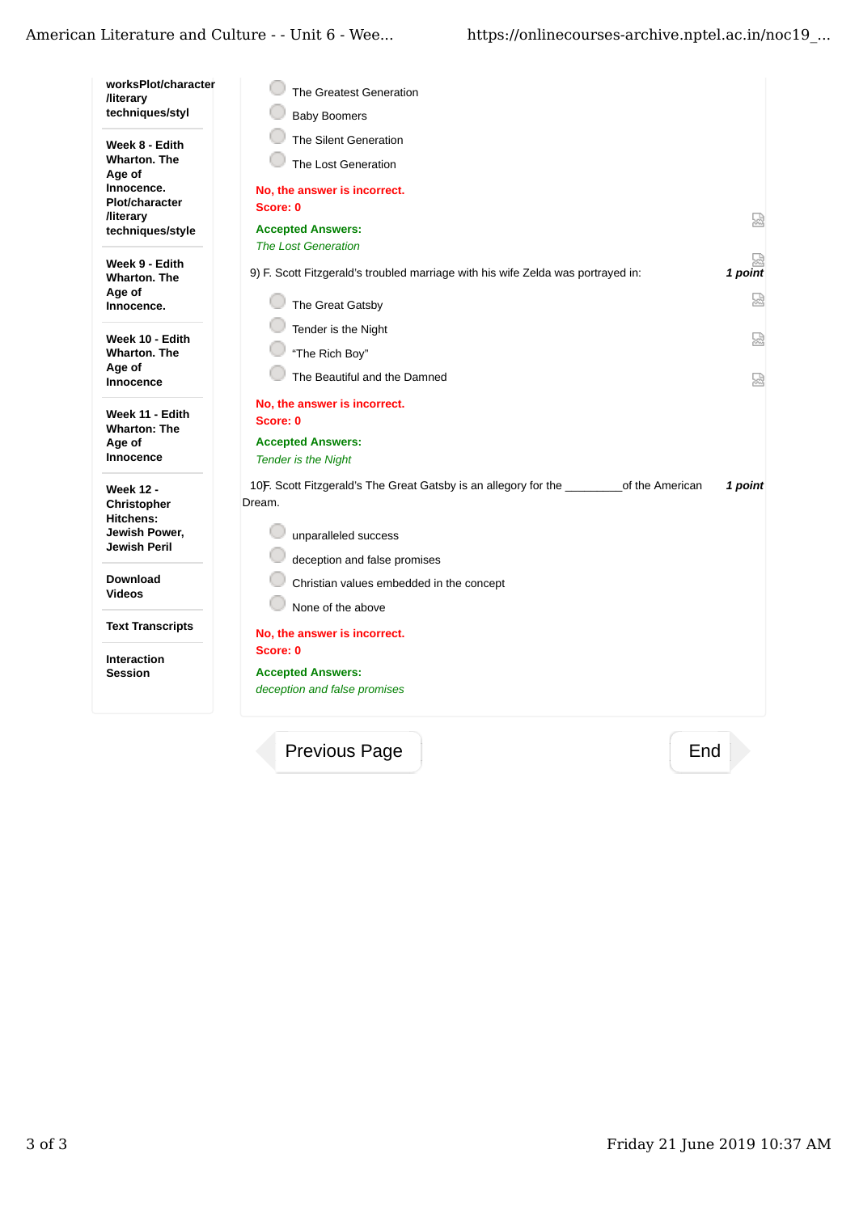- Week 7 ... worksPlot/character /literary techniques/styl
- Week 8 - Edith Wharton. The Age of Innocence. Plot/character /literary techniques/style
- Week 9 - Edith Wharton. The Age of Innocence.
- Week 10 - Edith Wharton. The Age of Innocence
- Week 11 - Edith Wharton: The Age of Innocence
- Week 12 - Christopher Hitchens: Jewish Power, Jewish Peril
- Download Videos
- Text Transcripts
- Interaction Session

---

- The Greatest Generation
- Baby Boomers
- The Silent Generation
- The Lost Generation

**No, the answer is incorrect.**
**Score: 0**

**Accepted Answers:**
*The Lost Generation*

9) F. Scott Fitzgerald's troubled marriage with his wife Zelda was portrayed in: ***1 point***

- The Great Gatsby
- Tender is the Night
- "The Rich Boy"
- The Beautiful and the Damned

**No, the answer is incorrect.**
**Score: 0**

**Accepted Answers:**
*Tender is the Night*

10)F. Scott Fitzgerald's The Great Gatsby is an allegory for the _________of the American Dream. ***1 point***

- unparalleled success
- deception and false promises
- Christian values embedded in the concept
- None of the above

**No, the answer is incorrect.**
**Score: 0**

**Accepted Answers:**
*deception and false promises*

Previous Page | End